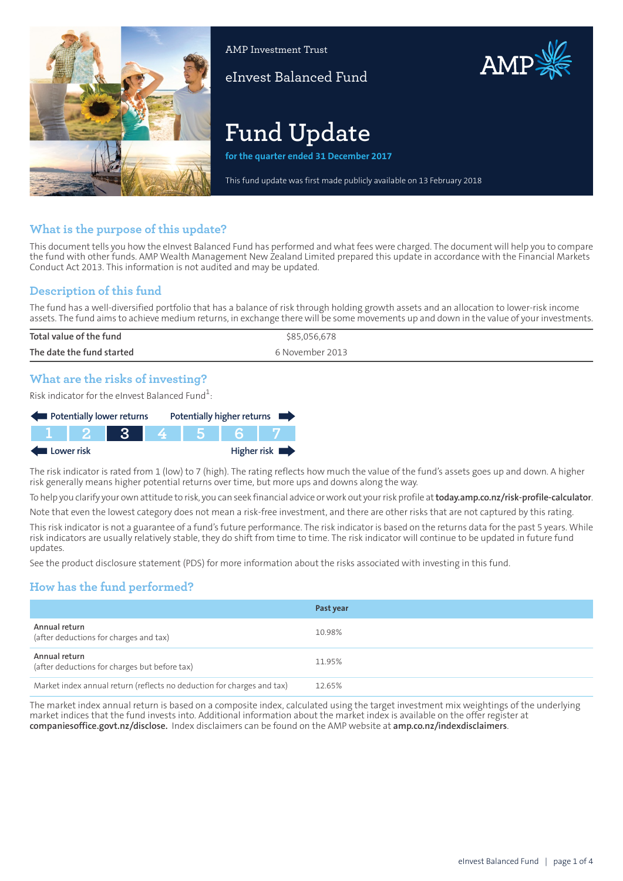AMP Investment Trust

eInvest Balanced Fund

# Fund Update

**for the quarter ended 31 December 2017**

This fund update was first made publicly available on 13 February 2018

## What is the purpose of this update?

This document tells you how the eInvest Balanced Fund has performed and what fees were charged. The document will help you to compare the fund with other funds. AMP Wealth Management New Zealand Limited prepared this update in accordance with the Financial Markets Conduct Act 2013. This information is not audited and may be updated.

## Description of this fund

The fund has a well-diversified portfolio that has a balance of risk through holding growth assets and an allocation to lower-risk income assets. The fund aims to achieve medium returns, in exchange there will be some movements up and down in the value of your investments.

| | |
|---|---|
| **Total value of the fund** | $85,056,678 |
| **The date the fund started** | 6 November 2013 |

## What are the risks of investing?

Risk indicator for the eInvest Balanced Fund[1]:

Potentially lower returns ← → Potentially higher returns

| 1 | 2 | **3** | 4 | 5 | 6 | 7 |
|---|---|---|---|---|---|---|

Lower risk ← → Higher risk

The risk indicator is rated from 1 (low) to 7 (high). The rating reflects how much the value of the fund's assets goes up and down. A higher risk generally means higher potential returns over time, but more ups and downs along the way.

To help you clarify your own attitude to risk, you can seek financial advice or work out your risk profile at **today.amp.co.nz/risk-profile-calculator**.

Note that even the lowest category does not mean a risk-free investment, and there are other risks that are not captured by this rating.

This risk indicator is not a guarantee of a fund's future performance. The risk indicator is based on the returns data for the past 5 years. While risk indicators are usually relatively stable, they do shift from time to time. The risk indicator will continue to be updated in future fund updates.

See the product disclosure statement (PDS) for more information about the risks associated with investing in this fund.

## How has the fund performed?

| | Past year |
|---|---|
| **Annual return**<br>(after deductions for charges and tax) | 10.98% |
| **Annual return**<br>(after deductions for charges but before tax) | 11.95% |
| Market index annual return (reflects no deduction for charges and tax) | 12.65% |

The market index annual return is based on a composite index, calculated using the target investment mix weightings of the underlying market indices that the fund invests into. Additional information about the market index is available on the offer register at **companiesoffice.govt.nz/disclose.** Index disclaimers can be found on the AMP website at **amp.co.nz/indexdisclaimers**.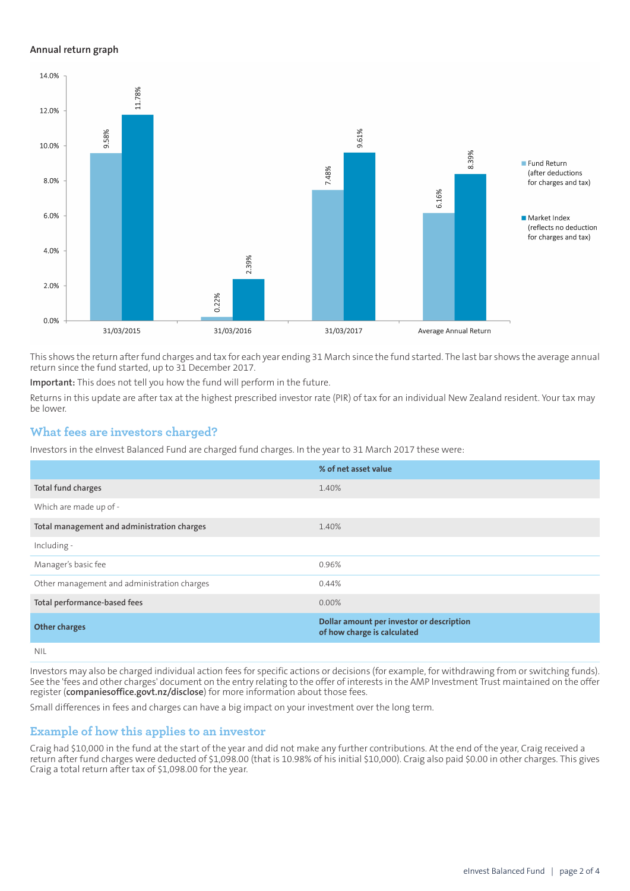### Annual return graph

| | Fund Return (after deductions for charges and tax) | Market Index (reflects no deduction for charges and tax) |
|---|---|---|
| 31/03/2015 | 9.58% | 11.78% |
| 31/03/2016 | 0.22% | 2.39% |
| 31/03/2017 | 7.48% | 9.61% |
| Average Annual Return | 6.16% | 8.39% |

This shows the return after fund charges and tax for each year ending 31 March since the fund started. The last bar shows the average annual return since the fund started, up to 31 December 2017.

**Important:** This does not tell you how the fund will perform in the future.

Returns in this update are after tax at the highest prescribed investor rate (PIR) of tax for an individual New Zealand resident. Your tax may be lower.

## What fees are investors charged?

Investors in the eInvest Balanced Fund are charged fund charges. In the year to 31 March 2017 these were:

| | % of net asset value |
|---|---|
| **Total fund charges** | 1.40% |
| Which are made up of - | |
| **Total management and administration charges** | 1.40% |
| Including - | |
| Manager's basic fee | 0.96% |
| Other management and administration charges | 0.44% |
| **Total performance-based fees** | 0.00% |
| **Other charges** | **Dollar amount per investor or description of how charge is calculated** |
| NIL | |

Investors may also be charged individual action fees for specific actions or decisions (for example, for withdrawing from or switching funds). See the 'fees and other charges' document on the entry relating to the offer of interests in the AMP Investment Trust maintained on the offer register (**companiesoffice.govt.nz/disclose**) for more information about those fees.

Small differences in fees and charges can have a big impact on your investment over the long term.

## Example of how this applies to an investor

Craig had $10,000 in the fund at the start of the year and did not make any further contributions. At the end of the year, Craig received a return after fund charges were deducted of $1,098.00 (that is 10.98% of his initial $10,000). Craig also paid $0.00 in other charges. This gives Craig a total return after tax of $1,098.00 for the year.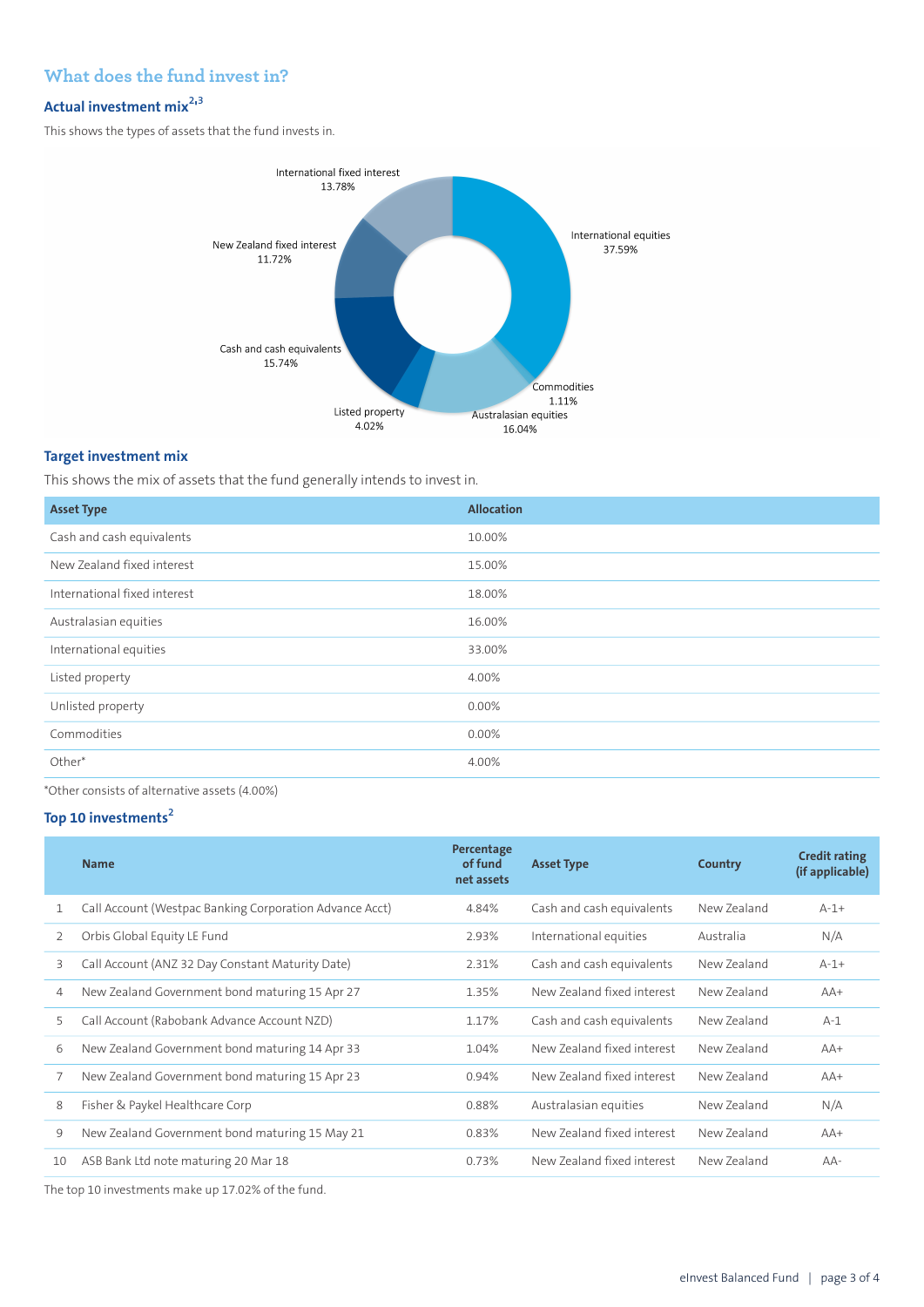## What does the fund invest in?

### Actual investment mix[2,3]

This shows the types of assets that the fund invests in.

International fixed interest 13.78%

International equities 37.59%

New Zealand fixed interest 11.72%

Cash and cash equivalents 15.74%

Commodities 1.11%

Listed property 4.02%

Australasian equities 16.04%

### Target investment mix

This shows the mix of assets that the fund generally intends to invest in.

| Asset Type | Allocation |
|---|---|
| Cash and cash equivalents | 10.00% |
| New Zealand fixed interest | 15.00% |
| International fixed interest | 18.00% |
| Australasian equities | 16.00% |
| International equities | 33.00% |
| Listed property | 4.00% |
| Unlisted property | 0.00% |
| Commodities | 0.00% |
| Other* | 4.00% |

*Other consists of alternative assets (4.00%)

### Top 10 investments[2]

| | Name | Percentage of fund net assets | Asset Type | Country | Credit rating (if applicable) |
|---|---|---|---|---|---|
| 1 | Call Account (Westpac Banking Corporation Advance Acct) | 4.84% | Cash and cash equivalents | New Zealand | A-1+ |
| 2 | Orbis Global Equity LE Fund | 2.93% | International equities | Australia | N/A |
| 3 | Call Account (ANZ 32 Day Constant Maturity Date) | 2.31% | Cash and cash equivalents | New Zealand | A-1+ |
| 4 | New Zealand Government bond maturing 15 Apr 27 | 1.35% | New Zealand fixed interest | New Zealand | AA+ |
| 5 | Call Account (Rabobank Advance Account NZD) | 1.17% | Cash and cash equivalents | New Zealand | A-1 |
| 6 | New Zealand Government bond maturing 14 Apr 33 | 1.04% | New Zealand fixed interest | New Zealand | AA+ |
| 7 | New Zealand Government bond maturing 15 Apr 23 | 0.94% | New Zealand fixed interest | New Zealand | AA+ |
| 8 | Fisher & Paykel Healthcare Corp | 0.88% | Australasian equities | New Zealand | N/A |
| 9 | New Zealand Government bond maturing 15 May 21 | 0.83% | New Zealand fixed interest | New Zealand | AA+ |
| 10 | ASB Bank Ltd note maturing 20 Mar 18 | 0.73% | New Zealand fixed interest | New Zealand | AA- |

The top 10 investments make up 17.02% of the fund.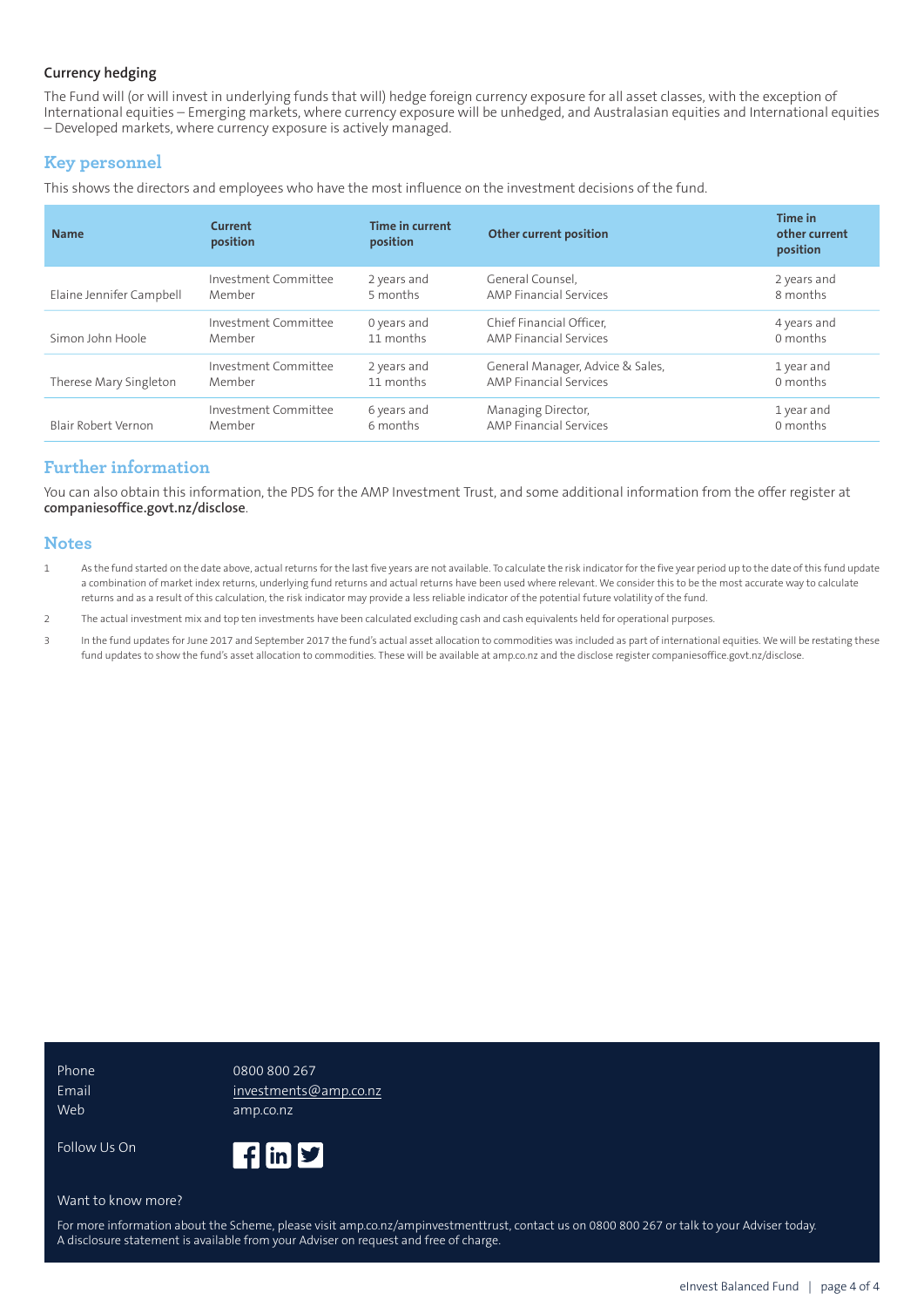#### Currency hedging

The Fund will (or will invest in underlying funds that will) hedge foreign currency exposure for all asset classes, with the exception of International equities – Emerging markets, where currency exposure will be unhedged, and Australasian equities and International equities – Developed markets, where currency exposure is actively managed.

## Key personnel

This shows the directors and employees who have the most influence on the investment decisions of the fund.

| Name | Current position | Time in current position | Other current position | Time in other current position |
|---|---|---|---|---|
| Elaine Jennifer Campbell | Investment Committee Member | 2 years and 5 months | General Counsel, AMP Financial Services | 2 years and 8 months |
| Simon John Hoole | Investment Committee Member | 0 years and 11 months | Chief Financial Officer, AMP Financial Services | 4 years and 0 months |
| Therese Mary Singleton | Investment Committee Member | 2 years and 11 months | General Manager, Advice & Sales, AMP Financial Services | 1 year and 0 months |
| Blair Robert Vernon | Investment Committee Member | 6 years and 6 months | Managing Director, AMP Financial Services | 1 year and 0 months |

## Further information

You can also obtain this information, the PDS for the AMP Investment Trust, and some additional information from the offer register at **companiesoffice.govt.nz/disclose**.

## Notes

1. As the fund started on the date above, actual returns for the last five years are not available. To calculate the risk indicator for the five year period up to the date of this fund update a combination of market index returns, underlying fund returns and actual returns have been used where relevant. We consider this to be the most accurate way to calculate returns and as a result of this calculation, the risk indicator may provide a less reliable indicator of the potential future volatility of the fund.
2. The actual investment mix and top ten investments have been calculated excluding cash and cash equivalents held for operational purposes.
3. In the fund updates for June 2017 and September 2017 the fund's actual asset allocation to commodities was included as part of international equities. We will be restating these fund updates to show the fund's asset allocation to commodities. These will be available at amp.co.nz and the disclose register companiesoffice.govt.nz/disclose.

Phone 0800 800 267
Email investments@amp.co.nz
Web amp.co.nz

Follow Us On

Want to know more?

For more information about the Scheme, please visit amp.co.nz/ampinvestmenttrust, contact us on 0800 800 267 or talk to your Adviser today. A disclosure statement is available from your Adviser on request and free of charge.